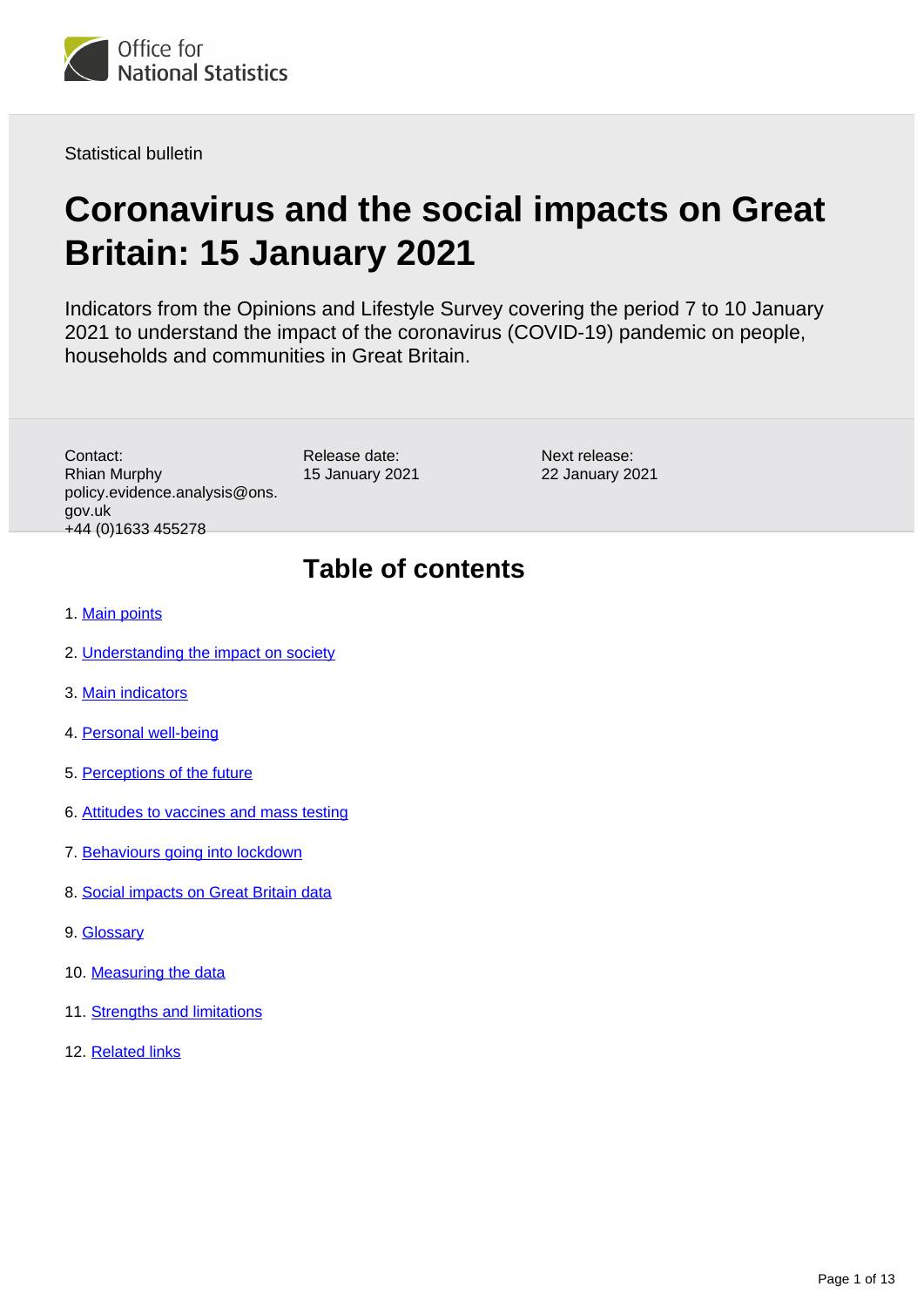Office for National Statistics

Statistical bulletin

# Coronavirus and the social impacts on Great Britain: 15 January 2021

Indicators from the Opinions and Lifestyle Survey covering the period 7 to 10 January 2021 to understand the impact of the coronavirus (COVID-19) pandemic on people, households and communities in Great Britain.

Contact:
Rhian Murphy
policy.evidence.analysis@ons.gov.uk
+44 (0)1633 455278

Release date:
15 January 2021

Next release:
22 January 2021

## Table of contents

1. Main points
2. Understanding the impact on society
3. Main indicators
4. Personal well-being
5. Perceptions of the future
6. Attitudes to vaccines and mass testing
7. Behaviours going into lockdown
8. Social impacts on Great Britain data
9. Glossary
10. Measuring the data
11. Strengths and limitations
12. Related links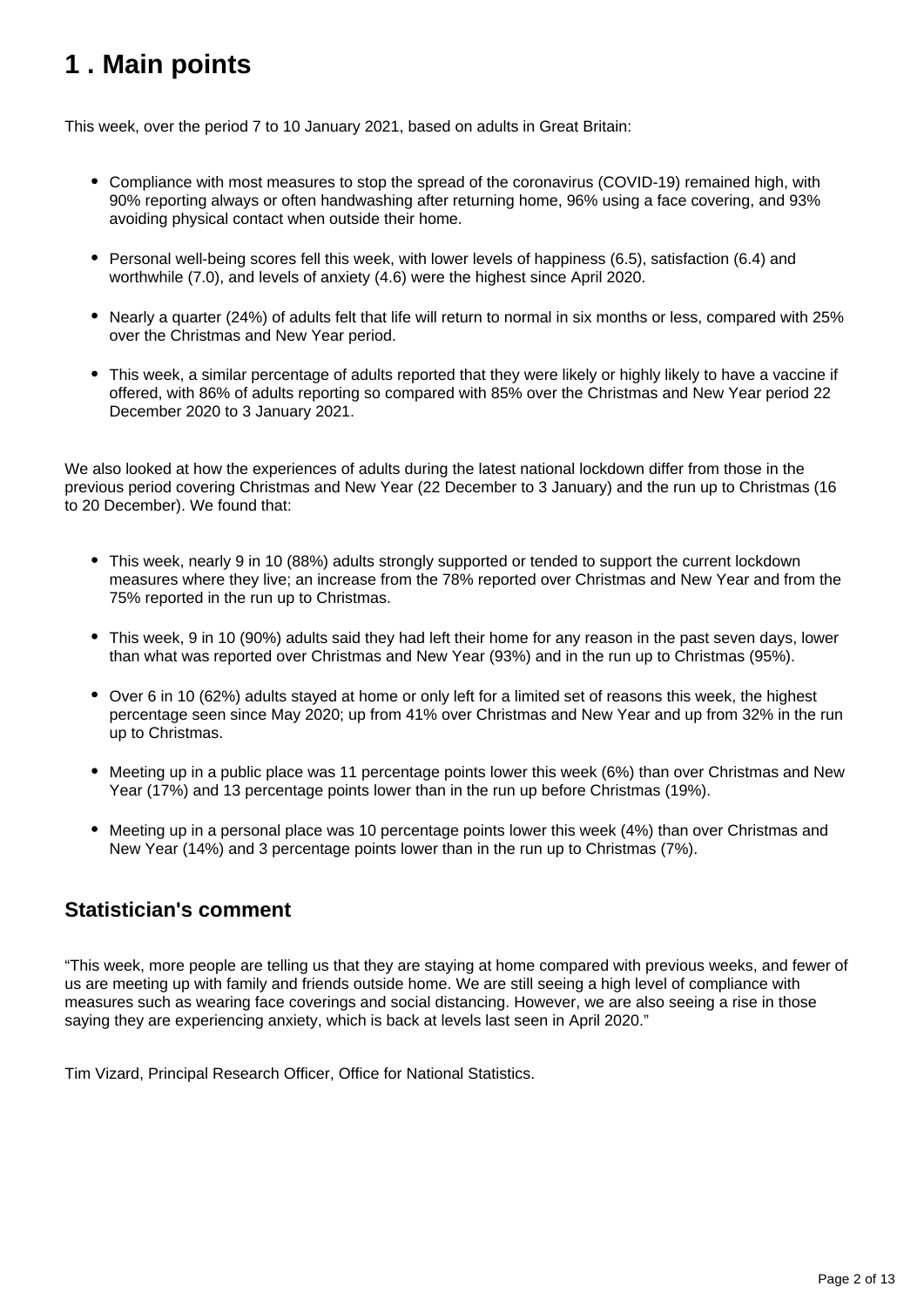# 1 . Main points

This week, over the period 7 to 10 January 2021, based on adults in Great Britain:

- Compliance with most measures to stop the spread of the coronavirus (COVID-19) remained high, with 90% reporting always or often handwashing after returning home, 96% using a face covering, and 93% avoiding physical contact when outside their home.
- Personal well-being scores fell this week, with lower levels of happiness (6.5), satisfaction (6.4) and worthwhile (7.0), and levels of anxiety (4.6) were the highest since April 2020.
- Nearly a quarter (24%) of adults felt that life will return to normal in six months or less, compared with 25% over the Christmas and New Year period.
- This week, a similar percentage of adults reported that they were likely or highly likely to have a vaccine if offered, with 86% of adults reporting so compared with 85% over the Christmas and New Year period 22 December 2020 to 3 January 2021.

We also looked at how the experiences of adults during the latest national lockdown differ from those in the previous period covering Christmas and New Year (22 December to 3 January) and the run up to Christmas (16 to 20 December). We found that:

- This week, nearly 9 in 10 (88%) adults strongly supported or tended to support the current lockdown measures where they live; an increase from the 78% reported over Christmas and New Year and from the 75% reported in the run up to Christmas.
- This week, 9 in 10 (90%) adults said they had left their home for any reason in the past seven days, lower than what was reported over Christmas and New Year (93%) and in the run up to Christmas (95%).
- Over 6 in 10 (62%) adults stayed at home or only left for a limited set of reasons this week, the highest percentage seen since May 2020; up from 41% over Christmas and New Year and up from 32% in the run up to Christmas.
- Meeting up in a public place was 11 percentage points lower this week (6%) than over Christmas and New Year (17%) and 13 percentage points lower than in the run up before Christmas (19%).
- Meeting up in a personal place was 10 percentage points lower this week (4%) than over Christmas and New Year (14%) and 3 percentage points lower than in the run up to Christmas (7%).

## Statistician's comment

“This week, more people are telling us that they are staying at home compared with previous weeks, and fewer of us are meeting up with family and friends outside home. We are still seeing a high level of compliance with measures such as wearing face coverings and social distancing. However, we are also seeing a rise in those saying they are experiencing anxiety, which is back at levels last seen in April 2020.”

Tim Vizard, Principal Research Officer, Office for National Statistics.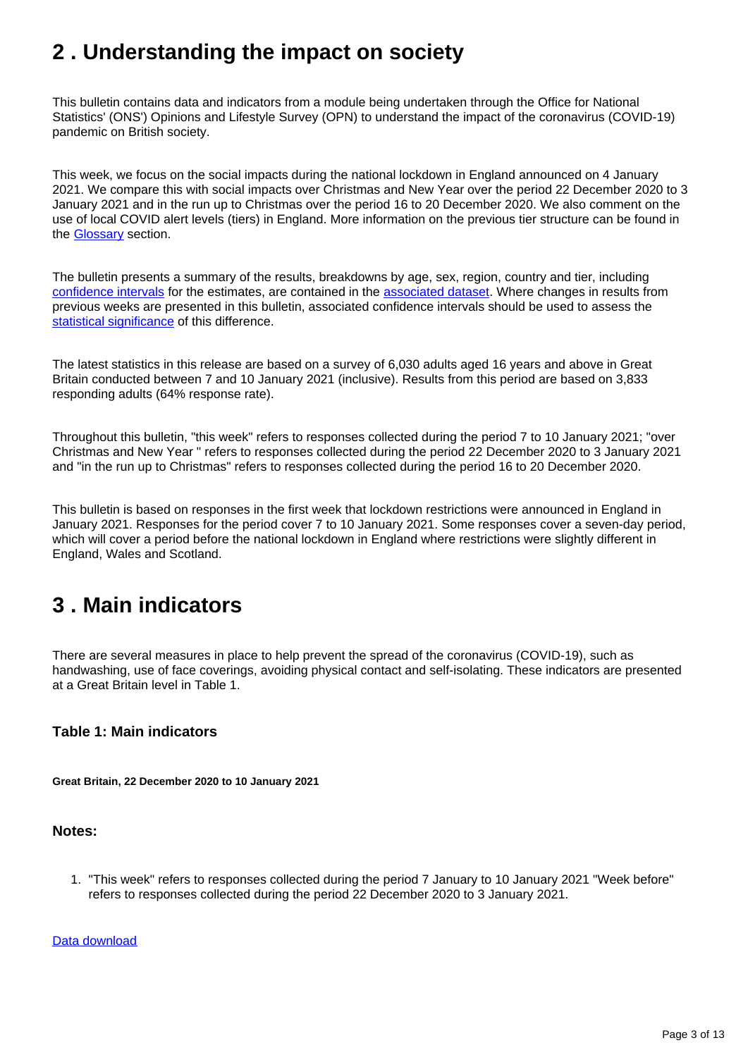## 2 . Understanding the impact on society

This bulletin contains data and indicators from a module being undertaken through the Office for National Statistics' (ONS') Opinions and Lifestyle Survey (OPN) to understand the impact of the coronavirus (COVID-19) pandemic on British society.

This week, we focus on the social impacts during the national lockdown in England announced on 4 January 2021. We compare this with social impacts over Christmas and New Year over the period 22 December 2020 to 3 January 2021 and in the run up to Christmas over the period 16 to 20 December 2020. We also comment on the use of local COVID alert levels (tiers) in England. More information on the previous tier structure can be found in the Glossary section.

The bulletin presents a summary of the results, breakdowns by age, sex, region, country and tier, including confidence intervals for the estimates, are contained in the associated dataset. Where changes in results from previous weeks are presented in this bulletin, associated confidence intervals should be used to assess the statistical significance of this difference.

The latest statistics in this release are based on a survey of 6,030 adults aged 16 years and above in Great Britain conducted between 7 and 10 January 2021 (inclusive). Results from this period are based on 3,833 responding adults (64% response rate).

Throughout this bulletin, "this week" refers to responses collected during the period 7 to 10 January 2021; "over Christmas and New Year " refers to responses collected during the period 22 December 2020 to 3 January 2021 and "in the run up to Christmas" refers to responses collected during the period 16 to 20 December 2020.

This bulletin is based on responses in the first week that lockdown restrictions were announced in England in January 2021. Responses for the period cover 7 to 10 January 2021. Some responses cover a seven-day period, which will cover a period before the national lockdown in England where restrictions were slightly different in England, Wales and Scotland.

## 3 . Main indicators

There are several measures in place to help prevent the spread of the coronavirus (COVID-19), such as handwashing, use of face coverings, avoiding physical contact and self-isolating. These indicators are presented at a Great Britain level in Table 1.

### Table 1: Main indicators

**Great Britain, 22 December 2020 to 10 January 2021**

### Notes:

1. "This week" refers to responses collected during the period 7 January to 10 January 2021 "Week before" refers to responses collected during the period 22 December 2020 to 3 January 2021.

Data download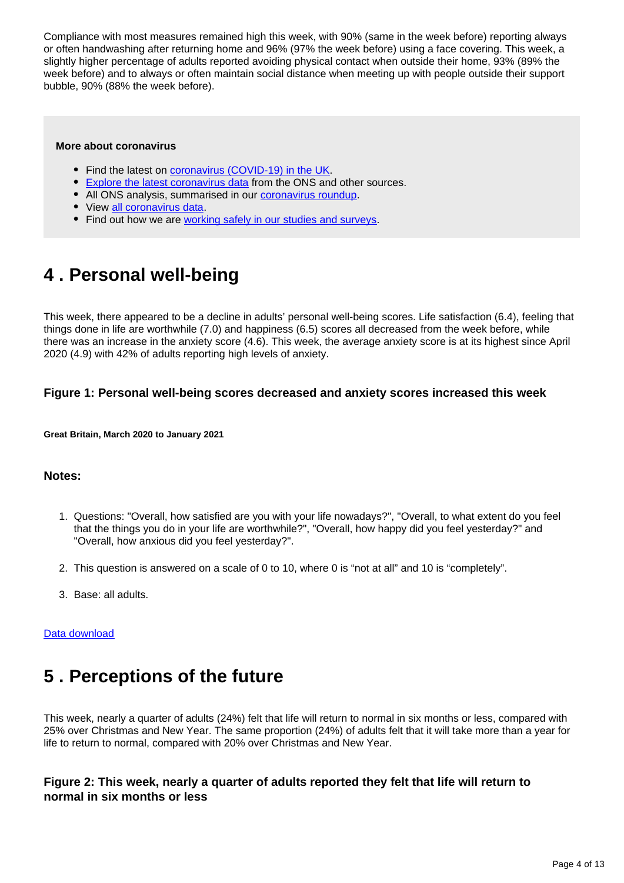Compliance with most measures remained high this week, with 90% (same in the week before) reporting always or often handwashing after returning home and 96% (97% the week before) using a face covering. This week, a slightly higher percentage of adults reported avoiding physical contact when outside their home, 93% (89% the week before) and to always or often maintain social distance when meeting up with people outside their support bubble, 90% (88% the week before).

**More about coronavirus**

- Find the latest on [coronavirus (COVID-19) in the UK](#).
- [Explore the latest coronavirus data](#) from the ONS and other sources.
- All ONS analysis, summarised in our [coronavirus roundup](#).
- View [all coronavirus data](#).
- Find out how we are [working safely in our studies and surveys](#).

## 4 . Personal well-being

This week, there appeared to be a decline in adults' personal well-being scores. Life satisfaction (6.4), feeling that things done in life are worthwhile (7.0) and happiness (6.5) scores all decreased from the week before, while there was an increase in the anxiety score (4.6). This week, the average anxiety score is at its highest since April 2020 (4.9) with 42% of adults reporting high levels of anxiety.

### Figure 1: Personal well-being scores decreased and anxiety scores increased this week

**Great Britain, March 2020 to January 2021**

### Notes:

1. Questions: "Overall, how satisfied are you with your life nowadays?", "Overall, to what extent do you feel that the things you do in your life are worthwhile?", "Overall, how happy did you feel yesterday?" and "Overall, how anxious did you feel yesterday?".
2. This question is answered on a scale of 0 to 10, where 0 is "not at all" and 10 is "completely".
3. Base: all adults.

[Data download](#)

## 5 . Perceptions of the future

This week, nearly a quarter of adults (24%) felt that life will return to normal in six months or less, compared with 25% over Christmas and New Year. The same proportion (24%) of adults felt that it will take more than a year for life to return to normal, compared with 20% over Christmas and New Year.

### Figure 2: This week, nearly a quarter of adults reported they felt that life will return to normal in six months or less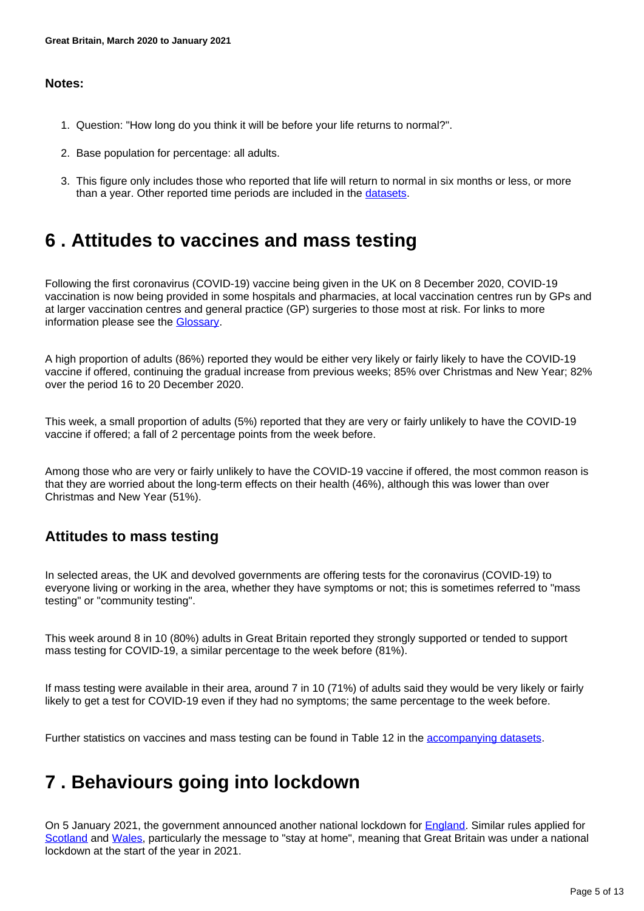**Notes:**

1. Question: "How long do you think it will be before your life returns to normal?".
2. Base population for percentage: all adults.
3. This figure only includes those who reported that life will return to normal in six months or less, or more than a year. Other reported time periods are included in the [datasets](datasets).

# 6 . Attitudes to vaccines and mass testing

Following the first coronavirus (COVID-19) vaccine being given in the UK on 8 December 2020, COVID-19 vaccination is now being provided in some hospitals and pharmacies, at local vaccination centres run by GPs and at larger vaccination centres and general practice (GP) surgeries to those most at risk. For links to more information please see the [Glossary](Glossary).

A high proportion of adults (86%) reported they would be either very likely or fairly likely to have the COVID-19 vaccine if offered, continuing the gradual increase from previous weeks; 85% over Christmas and New Year; 82% over the period 16 to 20 December 2020.

This week, a small proportion of adults (5%) reported that they are very or fairly unlikely to have the COVID-19 vaccine if offered; a fall of 2 percentage points from the week before.

Among those who are very or fairly unlikely to have the COVID-19 vaccine if offered, the most common reason is that they are worried about the long-term effects on their health (46%), although this was lower than over Christmas and New Year (51%).

## Attitudes to mass testing

In selected areas, the UK and devolved governments are offering tests for the coronavirus (COVID-19) to everyone living or working in the area, whether they have symptoms or not; this is sometimes referred to "mass testing" or "community testing".

This week around 8 in 10 (80%) adults in Great Britain reported they strongly supported or tended to support mass testing for COVID-19, a similar percentage to the week before (81%).

If mass testing were available in their area, around 7 in 10 (71%) of adults said they would be very likely or fairly likely to get a test for COVID-19 even if they had no symptoms; the same percentage to the week before.

Further statistics on vaccines and mass testing can be found in Table 12 in the [accompanying datasets](accompanying datasets).

# 7 . Behaviours going into lockdown

On 5 January 2021, the government announced another national lockdown for [England](England). Similar rules applied for [Scotland](Scotland) and [Wales](Wales), particularly the message to "stay at home", meaning that Great Britain was under a national lockdown at the start of the year in 2021.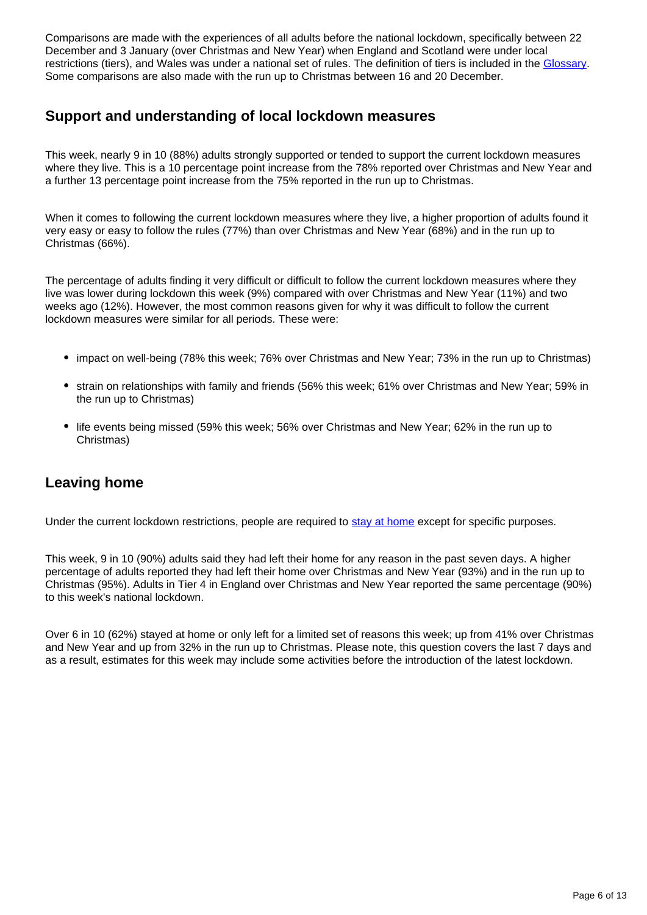Comparisons are made with the experiences of all adults before the national lockdown, specifically between 22 December and 3 January (over Christmas and New Year) when England and Scotland were under local restrictions (tiers), and Wales was under a national set of rules. The definition of tiers is included in the [Glossary](). Some comparisons are also made with the run up to Christmas between 16 and 20 December.

## Support and understanding of local lockdown measures

This week, nearly 9 in 10 (88%) adults strongly supported or tended to support the current lockdown measures where they live. This is a 10 percentage point increase from the 78% reported over Christmas and New Year and a further 13 percentage point increase from the 75% reported in the run up to Christmas.

When it comes to following the current lockdown measures where they live, a higher proportion of adults found it very easy or easy to follow the rules (77%) than over Christmas and New Year (68%) and in the run up to Christmas (66%).

The percentage of adults finding it very difficult or difficult to follow the current lockdown measures where they live was lower during lockdown this week (9%) compared with over Christmas and New Year (11%) and two weeks ago (12%). However, the most common reasons given for why it was difficult to follow the current lockdown measures were similar for all periods. These were:

- impact on well-being (78% this week; 76% over Christmas and New Year; 73% in the run up to Christmas)
- strain on relationships with family and friends (56% this week; 61% over Christmas and New Year; 59% in the run up to Christmas)
- life events being missed (59% this week; 56% over Christmas and New Year; 62% in the run up to Christmas)

## Leaving home

Under the current lockdown restrictions, people are required to [stay at home]() except for specific purposes.

This week, 9 in 10 (90%) adults said they had left their home for any reason in the past seven days. A higher percentage of adults reported they had left their home over Christmas and New Year (93%) and in the run up to Christmas (95%). Adults in Tier 4 in England over Christmas and New Year reported the same percentage (90%) to this week's national lockdown.

Over 6 in 10 (62%) stayed at home or only left for a limited set of reasons this week; up from 41% over Christmas and New Year and up from 32% in the run up to Christmas. Please note, this question covers the last 7 days and as a result, estimates for this week may include some activities before the introduction of the latest lockdown.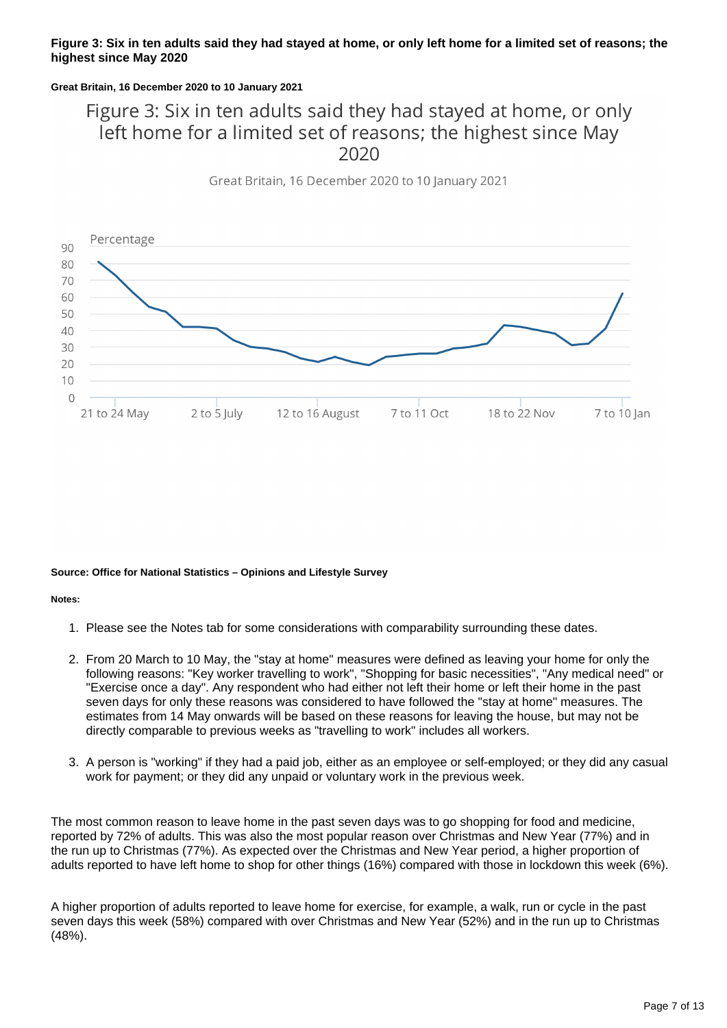**Figure 3: Six in ten adults said they had stayed at home, or only left home for a limited set of reasons; the highest since May 2020**

**Great Britain, 16 December 2020 to 10 January 2021**

Figure 3: Six in ten adults said they had stayed at home, or only left home for a limited set of reasons; the highest since May 2020

Great Britain, 16 December 2020 to 10 January 2021

Percentage

90
80
70
60
50
40
30
20
10
0

21 to 24 May | 2 to 5 July | 12 to 16 August | 7 to 11 Oct | 18 to 22 Nov | 7 to 10 Jan

**Source: Office for National Statistics – Opinions and Lifestyle Survey**

**Notes:**

1. Please see the Notes tab for some considerations with comparability surrounding these dates.
2. From 20 March to 10 May, the "stay at home" measures were defined as leaving your home for only the following reasons: "Key worker travelling to work", "Shopping for basic necessities", "Any medical need" or "Exercise once a day". Any respondent who had either not left their home or left their home in the past seven days for only these reasons was considered to have followed the "stay at home" measures. The estimates from 14 May onwards will be based on these reasons for leaving the house, but may not be directly comparable to previous weeks as "travelling to work" includes all workers.
3. A person is "working" if they had a paid job, either as an employee or self-employed; or they did any casual work for payment; or they did any unpaid or voluntary work in the previous week.

The most common reason to leave home in the past seven days was to go shopping for food and medicine, reported by 72% of adults. This was also the most popular reason over Christmas and New Year (77%) and in the run up to Christmas (77%). As expected over the Christmas and New Year period, a higher proportion of adults reported to have left home to shop for other things (16%) compared with those in lockdown this week (6%).

A higher proportion of adults reported to leave home for exercise, for example, a walk, run or cycle in the past seven days this week (58%) compared with over Christmas and New Year (52%) and in the run up to Christmas (48%).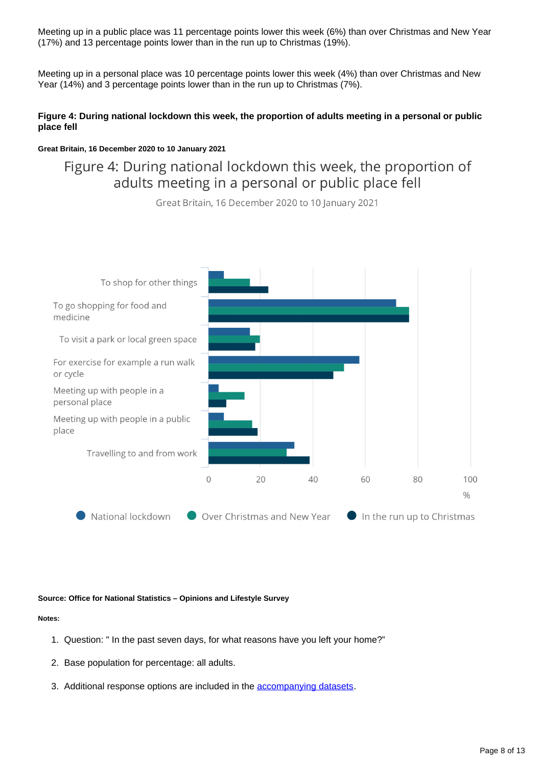Meeting up in a public place was 11 percentage points lower this week (6%) than over Christmas and New Year (17%) and 13 percentage points lower than in the run up to Christmas (19%).

Meeting up in a personal place was 10 percentage points lower this week (4%) than over Christmas and New Year (14%) and 3 percentage points lower than in the run up to Christmas (7%).

**Figure 4: During national lockdown this week, the proportion of adults meeting in a personal or public place fell**

**Great Britain, 16 December 2020 to 10 January 2021**

Figure 4: During national lockdown this week, the proportion of adults meeting in a personal or public place fell

Great Britain, 16 December 2020 to 10 January 2021

To shop for other things
To go shopping for food and medicine
To visit a park or local green space
For exercise for example a run walk or cycle
Meeting up with people in a personal place
Meeting up with people in a public place
Travelling to and from work

0 20 40 60 80 100 %

National lockdown | Over Christmas and New Year | In the run up to Christmas

**Source: Office for National Statistics – Opinions and Lifestyle Survey**

**Notes:**

1. Question: " In the past seven days, for what reasons have you left your home?"
2. Base population for percentage: all adults.
3. Additional response options are included in the accompanying datasets.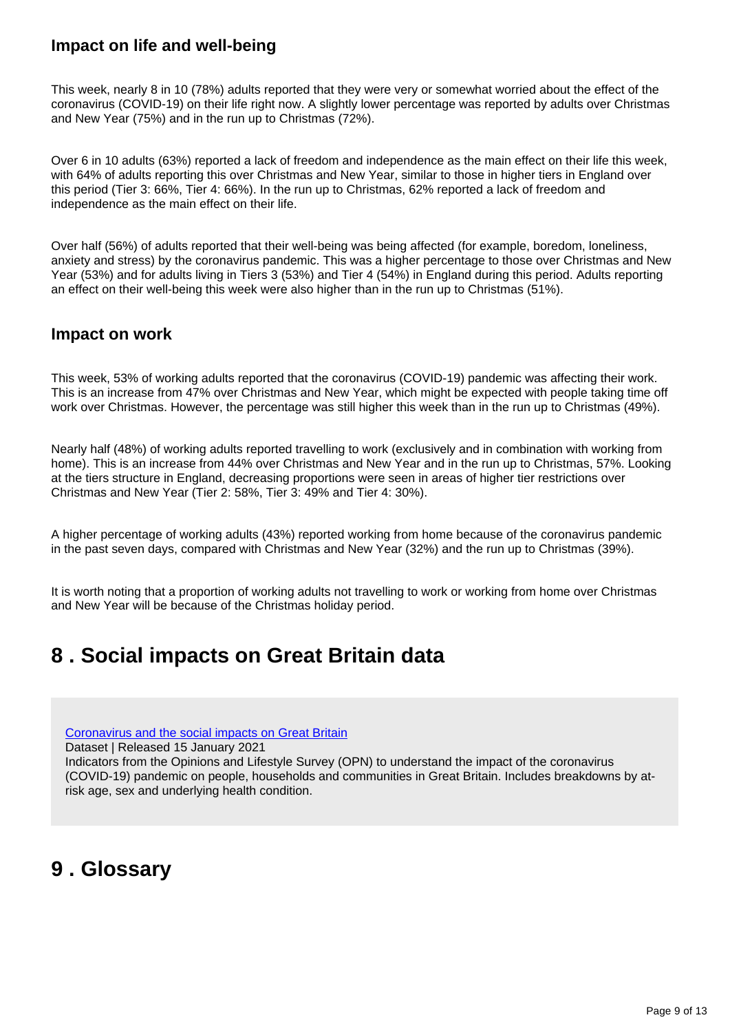### Impact on life and well-being

This week, nearly 8 in 10 (78%) adults reported that they were very or somewhat worried about the effect of the coronavirus (COVID-19) on their life right now. A slightly lower percentage was reported by adults over Christmas and New Year (75%) and in the run up to Christmas (72%).

Over 6 in 10 adults (63%) reported a lack of freedom and independence as the main effect on their life this week, with 64% of adults reporting this over Christmas and New Year, similar to those in higher tiers in England over this period (Tier 3: 66%, Tier 4: 66%). In the run up to Christmas, 62% reported a lack of freedom and independence as the main effect on their life.

Over half (56%) of adults reported that their well-being was being affected (for example, boredom, loneliness, anxiety and stress) by the coronavirus pandemic. This was a higher percentage to those over Christmas and New Year (53%) and for adults living in Tiers 3 (53%) and Tier 4 (54%) in England during this period. Adults reporting an effect on their well-being this week were also higher than in the run up to Christmas (51%).

### Impact on work

This week, 53% of working adults reported that the coronavirus (COVID-19) pandemic was affecting their work. This is an increase from 47% over Christmas and New Year, which might be expected with people taking time off work over Christmas. However, the percentage was still higher this week than in the run up to Christmas (49%).

Nearly half (48%) of working adults reported travelling to work (exclusively and in combination with working from home). This is an increase from 44% over Christmas and New Year and in the run up to Christmas, 57%. Looking at the tiers structure in England, decreasing proportions were seen in areas of higher tier restrictions over Christmas and New Year (Tier 2: 58%, Tier 3: 49% and Tier 4: 30%).

A higher percentage of working adults (43%) reported working from home because of the coronavirus pandemic in the past seven days, compared with Christmas and New Year (32%) and the run up to Christmas (39%).

It is worth noting that a proportion of working adults not travelling to work or working from home over Christmas and New Year will be because of the Christmas holiday period.

## 8 . Social impacts on Great Britain data

[Coronavirus and the social impacts on Great Britain](#)
Dataset | Released 15 January 2021
Indicators from the Opinions and Lifestyle Survey (OPN) to understand the impact of the coronavirus (COVID-19) pandemic on people, households and communities in Great Britain. Includes breakdowns by at-risk age, sex and underlying health condition.

## 9 . Glossary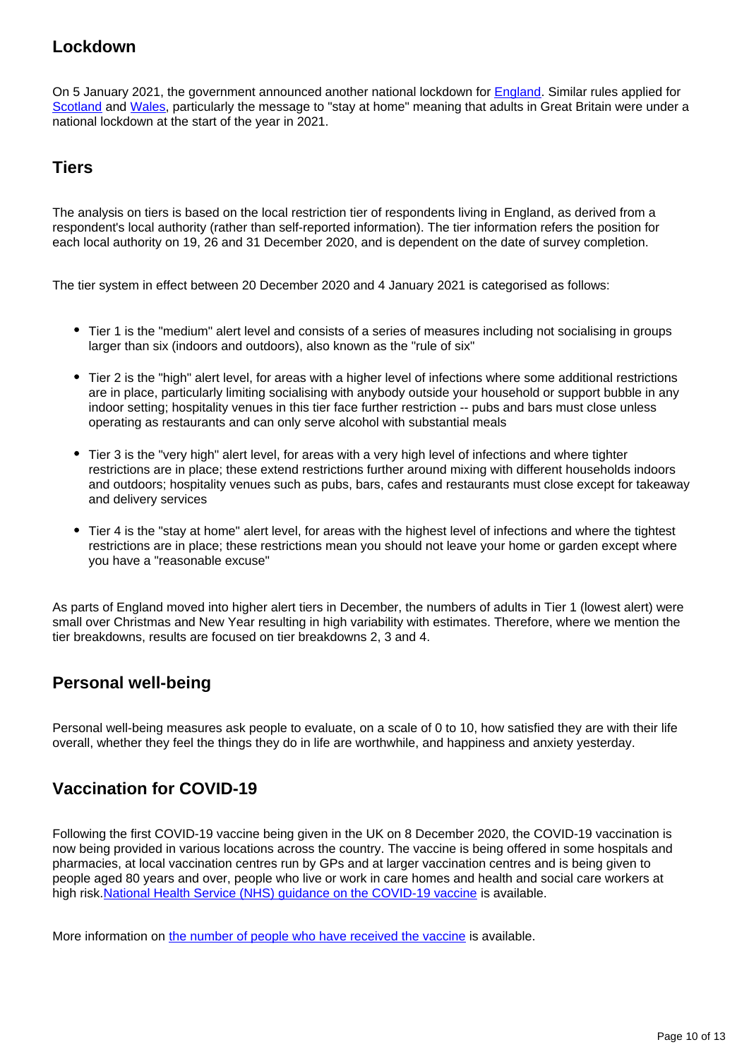### Lockdown

On 5 January 2021, the government announced another national lockdown for [England](). Similar rules applied for [Scotland]() and [Wales](), particularly the message to "stay at home" meaning that adults in Great Britain were under a national lockdown at the start of the year in 2021.

### Tiers

The analysis on tiers is based on the local restriction tier of respondents living in England, as derived from a respondent's local authority (rather than self-reported information). The tier information refers the position for each local authority on 19, 26 and 31 December 2020, and is dependent on the date of survey completion.

The tier system in effect between 20 December 2020 and 4 January 2021 is categorised as follows:

- Tier 1 is the "medium" alert level and consists of a series of measures including not socialising in groups larger than six (indoors and outdoors), also known as the "rule of six"
- Tier 2 is the "high" alert level, for areas with a higher level of infections where some additional restrictions are in place, particularly limiting socialising with anybody outside your household or support bubble in any indoor setting; hospitality venues in this tier face further restriction -- pubs and bars must close unless operating as restaurants and can only serve alcohol with substantial meals
- Tier 3 is the "very high" alert level, for areas with a very high level of infections and where tighter restrictions are in place; these extend restrictions further around mixing with different households indoors and outdoors; hospitality venues such as pubs, bars, cafes and restaurants must close except for takeaway and delivery services
- Tier 4 is the "stay at home" alert level, for areas with the highest level of infections and where the tightest restrictions are in place; these restrictions mean you should not leave your home or garden except where you have a "reasonable excuse"

As parts of England moved into higher alert tiers in December, the numbers of adults in Tier 1 (lowest alert) were small over Christmas and New Year resulting in high variability with estimates. Therefore, where we mention the tier breakdowns, results are focused on tier breakdowns 2, 3 and 4.

### Personal well-being

Personal well-being measures ask people to evaluate, on a scale of 0 to 10, how satisfied they are with their life overall, whether they feel the things they do in life are worthwhile, and happiness and anxiety yesterday.

### Vaccination for COVID-19

Following the first COVID-19 vaccine being given in the UK on 8 December 2020, the COVID-19 vaccination is now being provided in various locations across the country. The vaccine is being offered in some hospitals and pharmacies, at local vaccination centres run by GPs and at larger vaccination centres and is being given to people aged 80 years and over, people who live or work in care homes and health and social care workers at high risk. [National Health Service (NHS) guidance on the COVID-19 vaccine]() is available.

More information on [the number of people who have received the vaccine]() is available.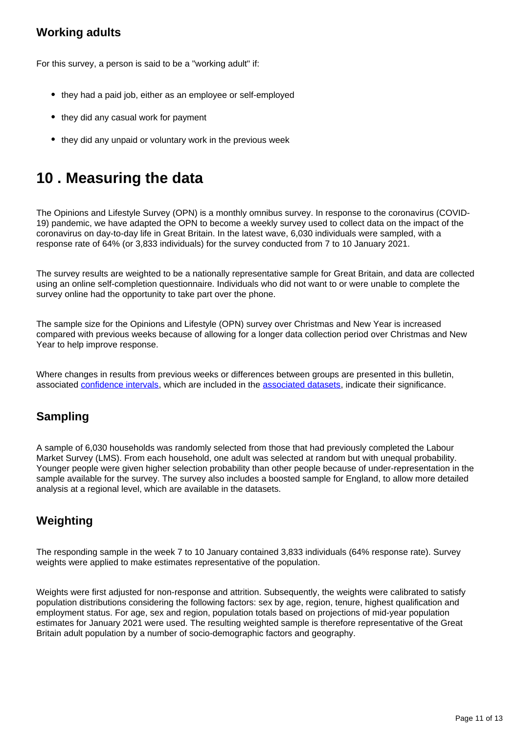### Working adults

For this survey, a person is said to be a "working adult" if:

- they had a paid job, either as an employee or self-employed
- they did any casual work for payment
- they did any unpaid or voluntary work in the previous week

## 10 . Measuring the data

The Opinions and Lifestyle Survey (OPN) is a monthly omnibus survey. In response to the coronavirus (COVID-19) pandemic, we have adapted the OPN to become a weekly survey used to collect data on the impact of the coronavirus on day-to-day life in Great Britain. In the latest wave, 6,030 individuals were sampled, with a response rate of 64% (or 3,833 individuals) for the survey conducted from 7 to 10 January 2021.

The survey results are weighted to be a nationally representative sample for Great Britain, and data are collected using an online self-completion questionnaire. Individuals who did not want to or were unable to complete the survey online had the opportunity to take part over the phone.

The sample size for the Opinions and Lifestyle (OPN) survey over Christmas and New Year is increased compared with previous weeks because of allowing for a longer data collection period over Christmas and New Year to help improve response.

Where changes in results from previous weeks or differences between groups are presented in this bulletin, associated confidence intervals, which are included in the associated datasets, indicate their significance.

### Sampling

A sample of 6,030 households was randomly selected from those that had previously completed the Labour Market Survey (LMS). From each household, one adult was selected at random but with unequal probability. Younger people were given higher selection probability than other people because of under-representation in the sample available for the survey. The survey also includes a boosted sample for England, to allow more detailed analysis at a regional level, which are available in the datasets.

### Weighting

The responding sample in the week 7 to 10 January contained 3,833 individuals (64% response rate). Survey weights were applied to make estimates representative of the population.

Weights were first adjusted for non-response and attrition. Subsequently, the weights were calibrated to satisfy population distributions considering the following factors: sex by age, region, tenure, highest qualification and employment status. For age, sex and region, population totals based on projections of mid-year population estimates for January 2021 were used. The resulting weighted sample is therefore representative of the Great Britain adult population by a number of socio-demographic factors and geography.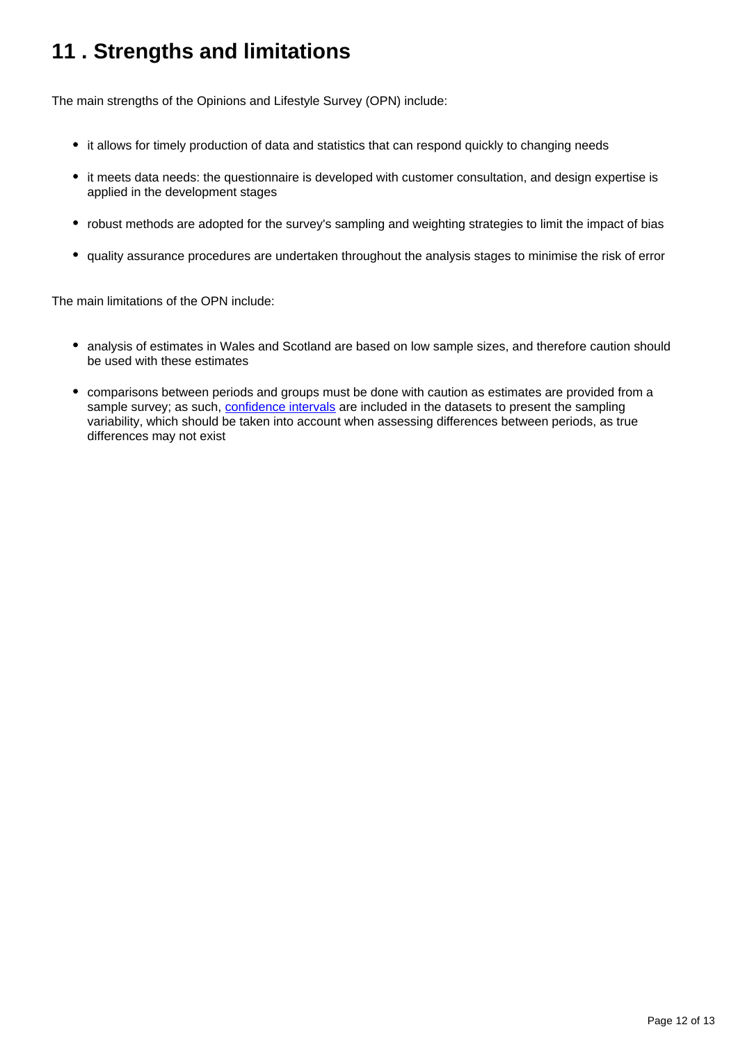## 11 . Strengths and limitations

The main strengths of the Opinions and Lifestyle Survey (OPN) include:

- it allows for timely production of data and statistics that can respond quickly to changing needs
- it meets data needs: the questionnaire is developed with customer consultation, and design expertise is applied in the development stages
- robust methods are adopted for the survey's sampling and weighting strategies to limit the impact of bias
- quality assurance procedures are undertaken throughout the analysis stages to minimise the risk of error

The main limitations of the OPN include:

- analysis of estimates in Wales and Scotland are based on low sample sizes, and therefore caution should be used with these estimates
- comparisons between periods and groups must be done with caution as estimates are provided from a sample survey; as such, confidence intervals are included in the datasets to present the sampling variability, which should be taken into account when assessing differences between periods, as true differences may not exist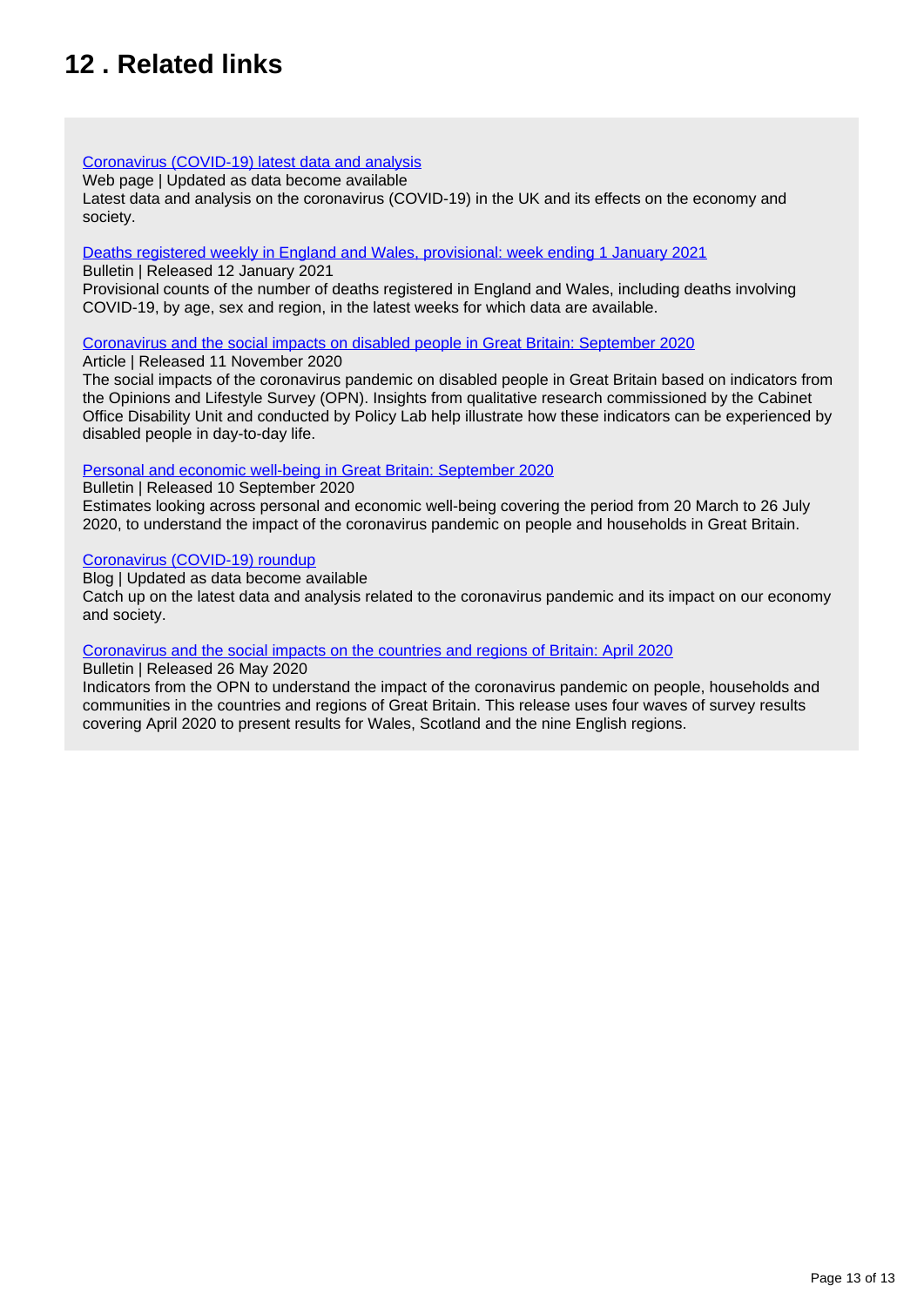## 12 . Related links

[Coronavirus (COVID-19) latest data and analysis]
Web page | Updated as data become available
Latest data and analysis on the coronavirus (COVID-19) in the UK and its effects on the economy and society.

[Deaths registered weekly in England and Wales, provisional: week ending 1 January 2021]
Bulletin | Released 12 January 2021
Provisional counts of the number of deaths registered in England and Wales, including deaths involving COVID-19, by age, sex and region, in the latest weeks for which data are available.

[Coronavirus and the social impacts on disabled people in Great Britain: September 2020]
Article | Released 11 November 2020
The social impacts of the coronavirus pandemic on disabled people in Great Britain based on indicators from the Opinions and Lifestyle Survey (OPN). Insights from qualitative research commissioned by the Cabinet Office Disability Unit and conducted by Policy Lab help illustrate how these indicators can be experienced by disabled people in day-to-day life.

[Personal and economic well-being in Great Britain: September 2020]
Bulletin | Released 10 September 2020
Estimates looking across personal and economic well-being covering the period from 20 March to 26 July 2020, to understand the impact of the coronavirus pandemic on people and households in Great Britain.

[Coronavirus (COVID-19) roundup]
Blog | Updated as data become available
Catch up on the latest data and analysis related to the coronavirus pandemic and its impact on our economy and society.

[Coronavirus and the social impacts on the countries and regions of Britain: April 2020]
Bulletin | Released 26 May 2020
Indicators from the OPN to understand the impact of the coronavirus pandemic on people, households and communities in the countries and regions of Great Britain. This release uses four waves of survey results covering April 2020 to present results for Wales, Scotland and the nine English regions.